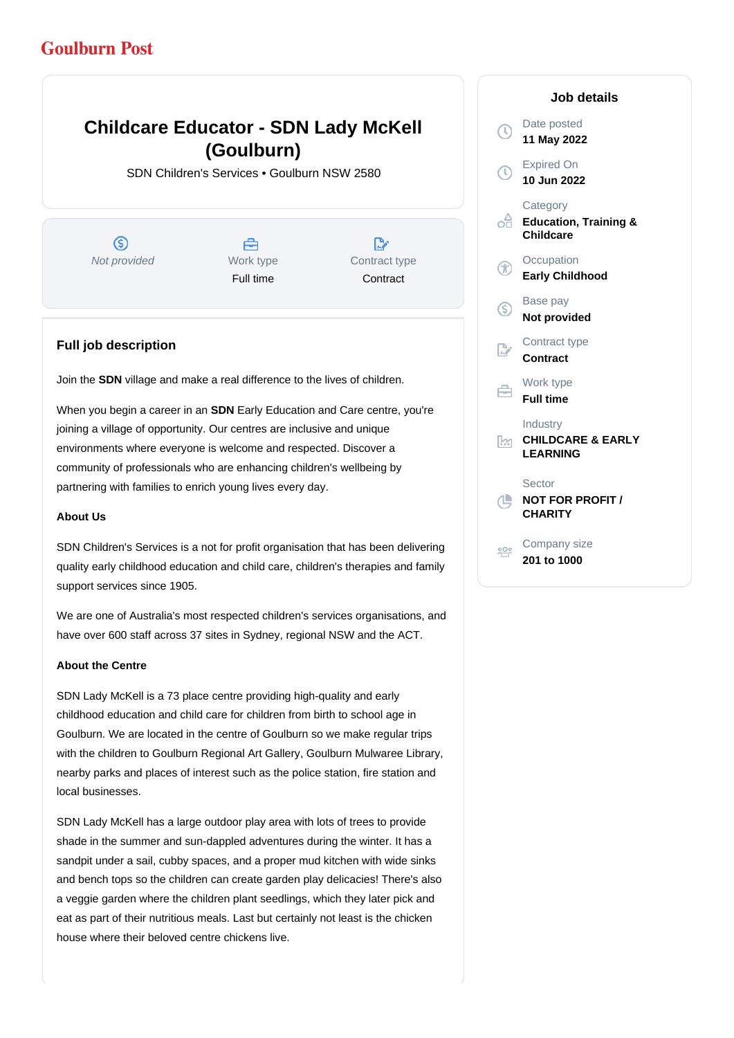Goulburn Post

# Childcare Educator - SDN Lady McKell (Goulburn)

SDN Children's Services • Goulburn NSW 2580

*Not provided*

Work type
Full time

Contract type
Contract

## Job details

Date posted
**11 May 2022**

Expired On
**10 Jun 2022**

Category
**Education, Training & Childcare**

Occupation
**Early Childhood**

Base pay
**Not provided**

Contract type
**Contract**

Work type
**Full time**

Industry
**CHILDCARE & EARLY LEARNING**

Sector
**NOT FOR PROFIT / CHARITY**

Company size
**201 to 1000**

## Full job description

Join the **SDN** village and make a real difference to the lives of children.

When you begin a career in an **SDN** Early Education and Care centre, you're joining a village of opportunity. Our centres are inclusive and unique environments where everyone is welcome and respected. Discover a community of professionals who are enhancing children's wellbeing by partnering with families to enrich young lives every day.

**About Us**

SDN Children's Services is a not for profit organisation that has been delivering quality early childhood education and child care, children's therapies and family support services since 1905.

We are one of Australia's most respected children's services organisations, and have over 600 staff across 37 sites in Sydney, regional NSW and the ACT.

**About the Centre**

SDN Lady McKell is a 73 place centre providing high-quality and early childhood education and child care for children from birth to school age in Goulburn. We are located in the centre of Goulburn so we make regular trips with the children to Goulburn Regional Art Gallery, Goulburn Mulwaree Library, nearby parks and places of interest such as the police station, fire station and local businesses.

SDN Lady McKell has a large outdoor play area with lots of trees to provide shade in the summer and sun-dappled adventures during the winter. It has a sandpit under a sail, cubby spaces, and a proper mud kitchen with wide sinks and bench tops so the children can create garden play delicacies! There's also a veggie garden where the children plant seedlings, which they later pick and eat as part of their nutritious meals. Last but certainly not least is the chicken house where their beloved centre chickens live.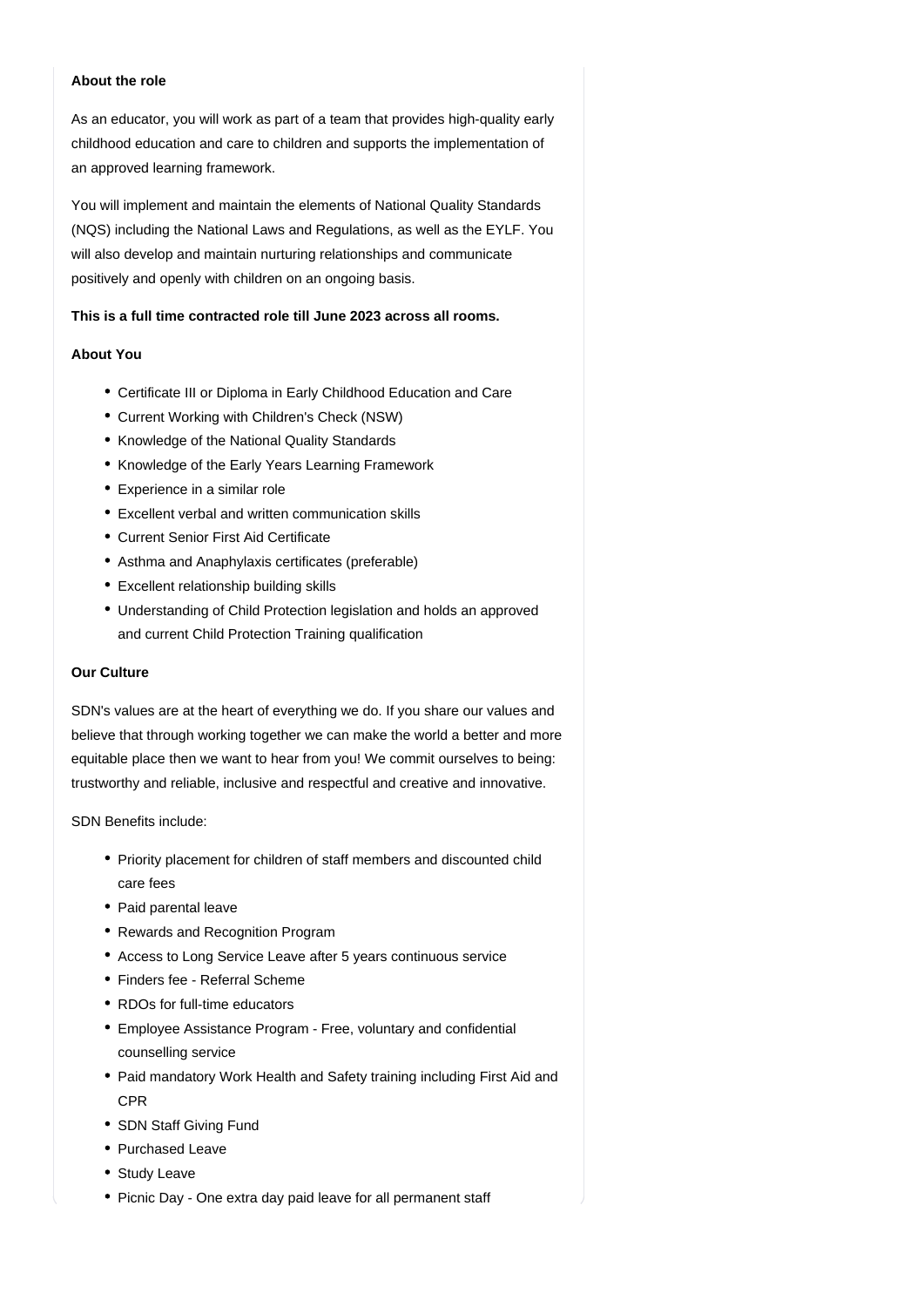**About the role**

As an educator, you will work as part of a team that provides high-quality early childhood education and care to children and supports the implementation of an approved learning framework.

You will implement and maintain the elements of National Quality Standards (NQS) including the National Laws and Regulations, as well as the EYLF. You will also develop and maintain nurturing relationships and communicate positively and openly with children on an ongoing basis.

**This is a full time contracted role till June 2023 across all rooms.**

**About You**

- Certificate III or Diploma in Early Childhood Education and Care
- Current Working with Children's Check (NSW)
- Knowledge of the National Quality Standards
- Knowledge of the Early Years Learning Framework
- Experience in a similar role
- Excellent verbal and written communication skills
- Current Senior First Aid Certificate
- Asthma and Anaphylaxis certificates (preferable)
- Excellent relationship building skills
- Understanding of Child Protection legislation and holds an approved and current Child Protection Training qualification

**Our Culture**

SDN's values are at the heart of everything we do. If you share our values and believe that through working together we can make the world a better and more equitable place then we want to hear from you! We commit ourselves to being: trustworthy and reliable, inclusive and respectful and creative and innovative.

SDN Benefits include:

- Priority placement for children of staff members and discounted child care fees
- Paid parental leave
- Rewards and Recognition Program
- Access to Long Service Leave after 5 years continuous service
- Finders fee - Referral Scheme
- RDOs for full-time educators
- Employee Assistance Program - Free, voluntary and confidential counselling service
- Paid mandatory Work Health and Safety training including First Aid and CPR
- SDN Staff Giving Fund
- Purchased Leave
- Study Leave
- Picnic Day - One extra day paid leave for all permanent staff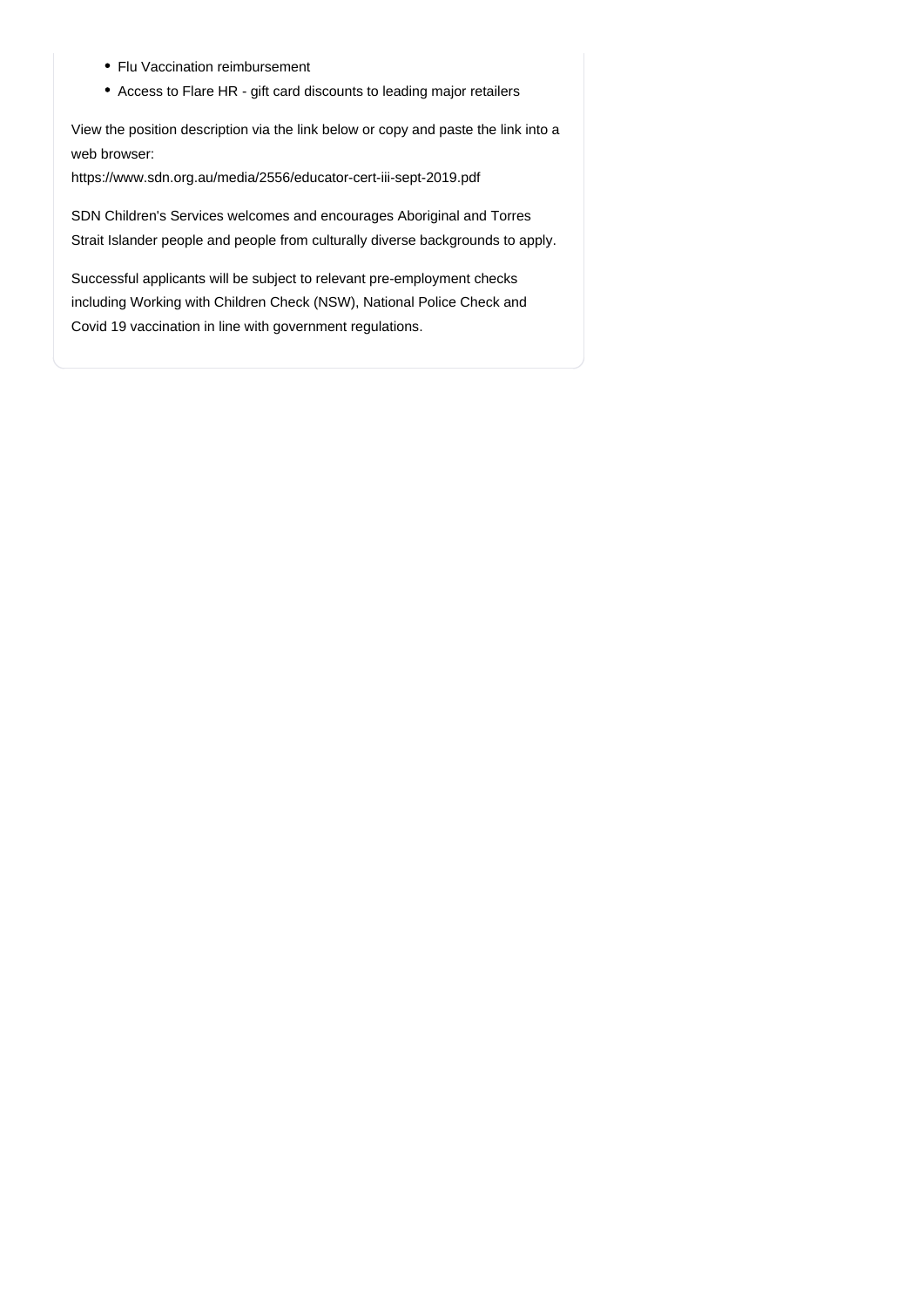- Flu Vaccination reimbursement
- Access to Flare HR - gift card discounts to leading major retailers

View the position description via the link below or copy and paste the link into a web browser:
https://www.sdn.org.au/media/2556/educator-cert-iii-sept-2019.pdf

SDN Children's Services welcomes and encourages Aboriginal and Torres Strait Islander people and people from culturally diverse backgrounds to apply.

Successful applicants will be subject to relevant pre-employment checks including Working with Children Check (NSW), National Police Check and Covid 19 vaccination in line with government regulations.